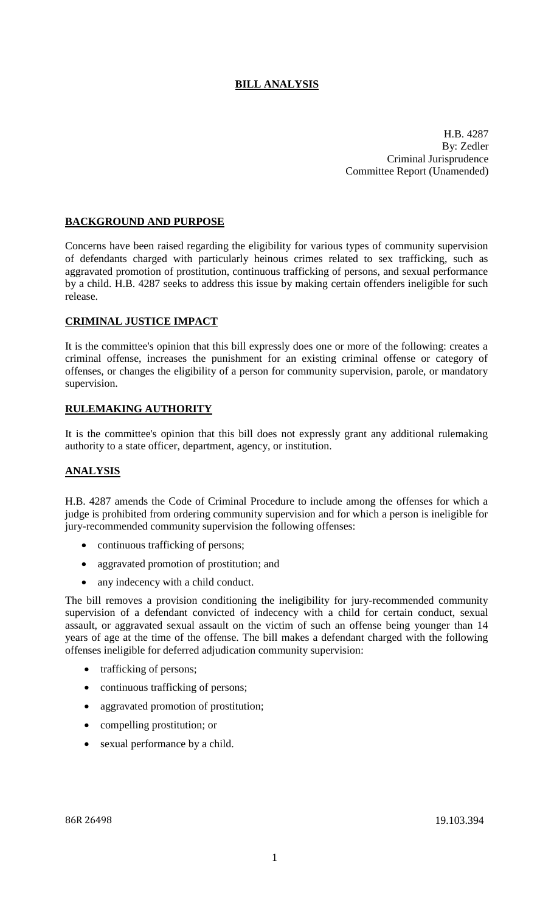# BILL ANALYSIS

H.B. 4287
By: Zedler
Criminal Jurisprudence
Committee Report (Unamended)

## BACKGROUND AND PURPOSE

Concerns have been raised regarding the eligibility for various types of community supervision of defendants charged with particularly heinous crimes related to sex trafficking, such as aggravated promotion of prostitution, continuous trafficking of persons, and sexual performance by a child. H.B. 4287 seeks to address this issue by making certain offenders ineligible for such release.

## CRIMINAL JUSTICE IMPACT

It is the committee's opinion that this bill expressly does one or more of the following: creates a criminal offense, increases the punishment for an existing criminal offense or category of offenses, or changes the eligibility of a person for community supervision, parole, or mandatory supervision.

## RULEMAKING AUTHORITY

It is the committee's opinion that this bill does not expressly grant any additional rulemaking authority to a state officer, department, agency, or institution.

## ANALYSIS

H.B. 4287 amends the Code of Criminal Procedure to include among the offenses for which a judge is prohibited from ordering community supervision and for which a person is ineligible for jury-recommended community supervision the following offenses:

- continuous trafficking of persons;
- aggravated promotion of prostitution; and
- any indecency with a child conduct.

The bill removes a provision conditioning the ineligibility for jury-recommended community supervision of a defendant convicted of indecency with a child for certain conduct, sexual assault, or aggravated sexual assault on the victim of such an offense being younger than 14 years of age at the time of the offense. The bill makes a defendant charged with the following offenses ineligible for deferred adjudication community supervision:

- trafficking of persons;
- continuous trafficking of persons;
- aggravated promotion of prostitution;
- compelling prostitution; or
- sexual performance by a child.

86R 26498 19.103.394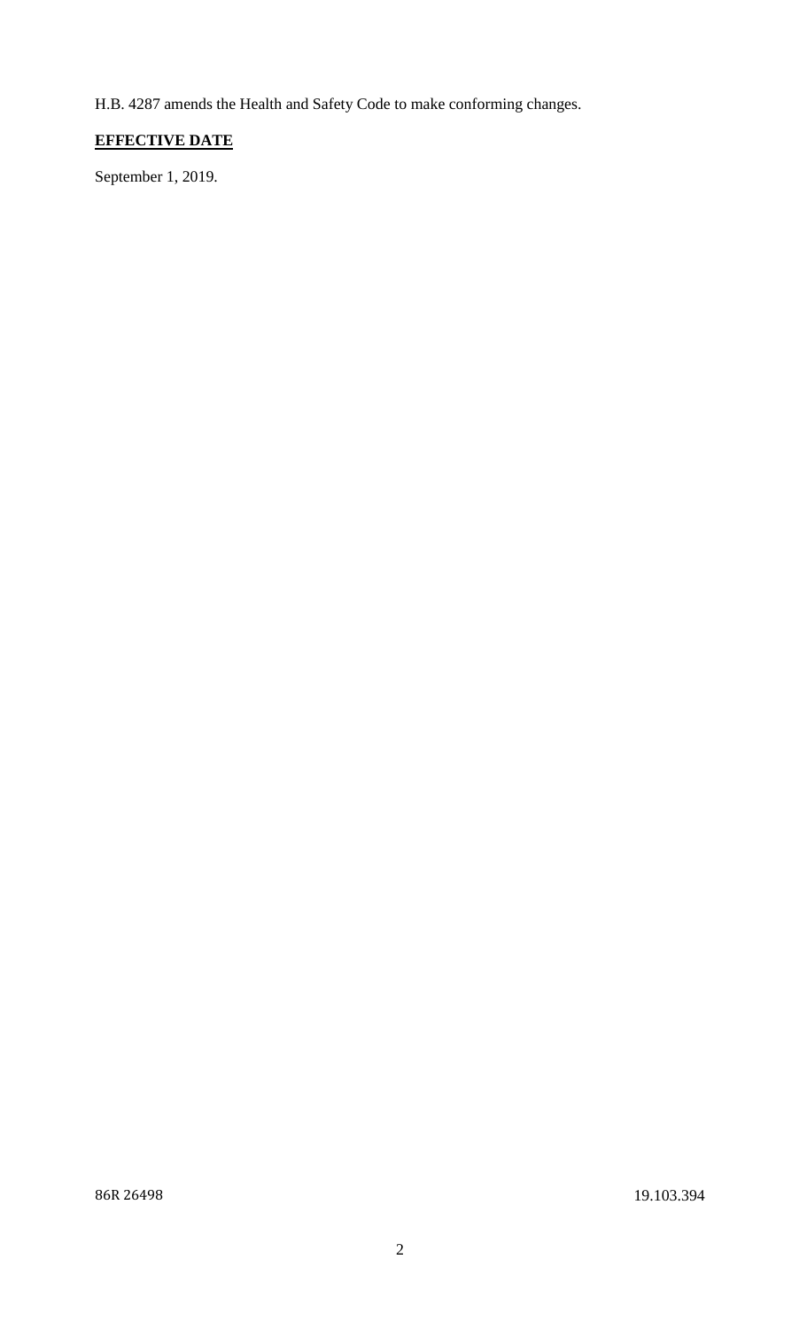H.B. 4287 amends the Health and Safety Code to make conforming changes.

**EFFECTIVE DATE**

September 1, 2019.

86R 26498 19.103.394